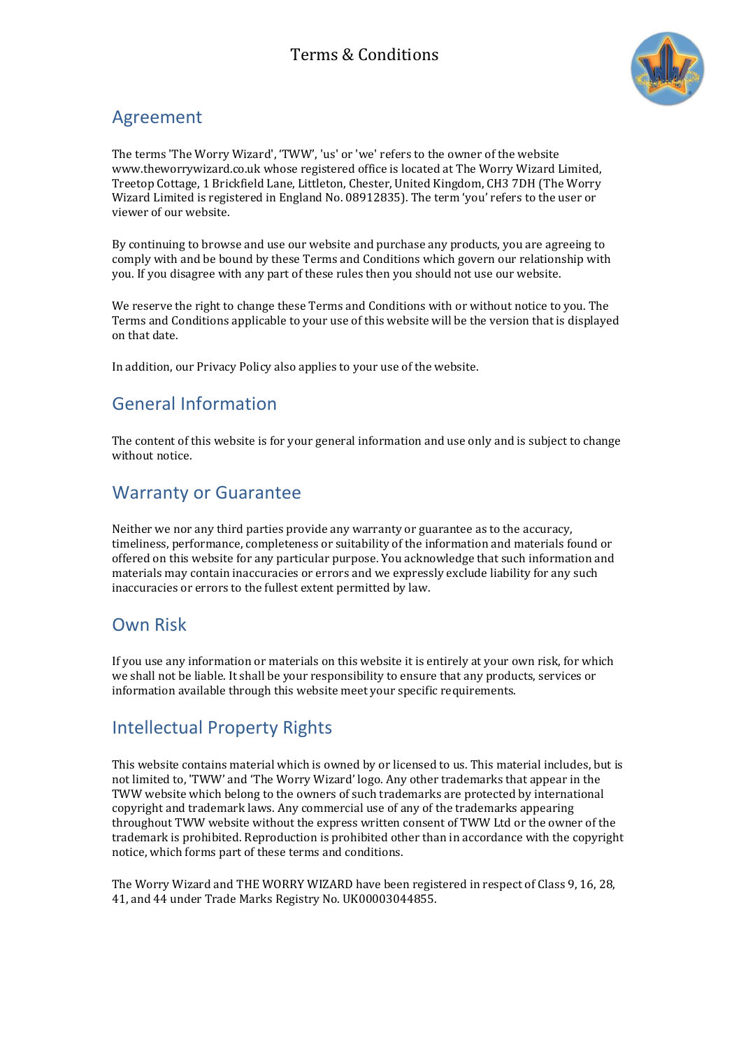# Terms & Conditions

## Agreement

The terms 'The Worry Wizard', 'TWW', 'us' or 'we' refers to the owner of the website www.theworrywizard.co.uk whose registered office is located at The Worry Wizard Limited, Treetop Cottage, 1 Brickfield Lane, Littleton, Chester, United Kingdom, CH3 7DH (The Worry Wizard Limited is registered in England No. 08912835). The term 'you' refers to the user or viewer of our website.

By continuing to browse and use our website and purchase any products, you are agreeing to comply with and be bound by these Terms and Conditions which govern our relationship with you. If you disagree with any part of these rules then you should not use our website.

We reserve the right to change these Terms and Conditions with or without notice to you. The Terms and Conditions applicable to your use of this website will be the version that is displayed on that date.

In addition, our Privacy Policy also applies to your use of the website.

## General Information

The content of this website is for your general information and use only and is subject to change without notice.

## Warranty or Guarantee

Neither we nor any third parties provide any warranty or guarantee as to the accuracy, timeliness, performance, completeness or suitability of the information and materials found or offered on this website for any particular purpose. You acknowledge that such information and materials may contain inaccuracies or errors and we expressly exclude liability for any such inaccuracies or errors to the fullest extent permitted by law.

## Own Risk

If you use any information or materials on this website it is entirely at your own risk, for which we shall not be liable. It shall be your responsibility to ensure that any products, services or information available through this website meet your specific requirements.

## Intellectual Property Rights

This website contains material which is owned by or licensed to us. This material includes, but is not limited to, 'TWW' and 'The Worry Wizard' logo. Any other trademarks that appear in the TWW website which belong to the owners of such trademarks are protected by international copyright and trademark laws. Any commercial use of any of the trademarks appearing throughout TWW website without the express written consent of TWW Ltd or the owner of the trademark is prohibited. Reproduction is prohibited other than in accordance with the copyright notice, which forms part of these terms and conditions.

The Worry Wizard and THE WORRY WIZARD have been registered in respect of Class 9, 16, 28, 41, and 44 under Trade Marks Registry No. UK00003044855.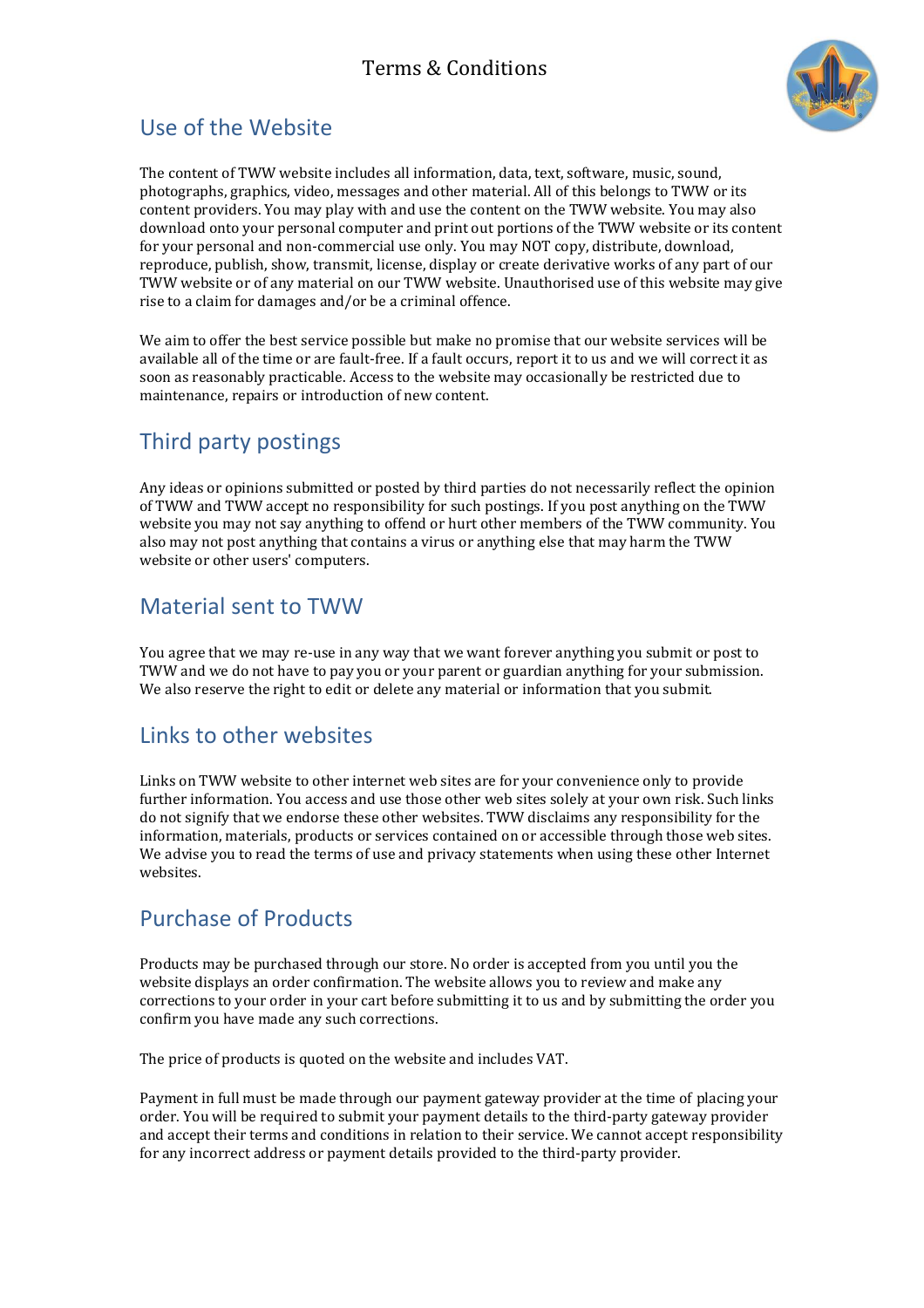# Terms & Conditions

## Use of the Website

The content of TWW website includes all information, data, text, software, music, sound, photographs, graphics, video, messages and other material. All of this belongs to TWW or its content providers. You may play with and use the content on the TWW website. You may also download onto your personal computer and print out portions of the TWW website or its content for your personal and non-commercial use only. You may NOT copy, distribute, download, reproduce, publish, show, transmit, license, display or create derivative works of any part of our TWW website or of any material on our TWW website. Unauthorised use of this website may give rise to a claim for damages and/or be a criminal offence.

We aim to offer the best service possible but make no promise that our website services will be available all of the time or are fault-free. If a fault occurs, report it to us and we will correct it as soon as reasonably practicable. Access to the website may occasionally be restricted due to maintenance, repairs or introduction of new content.

## Third party postings

Any ideas or opinions submitted or posted by third parties do not necessarily reflect the opinion of TWW and TWW accept no responsibility for such postings. If you post anything on the TWW website you may not say anything to offend or hurt other members of the TWW community. You also may not post anything that contains a virus or anything else that may harm the TWW website or other users' computers.

## Material sent to TWW

You agree that we may re-use in any way that we want forever anything you submit or post to TWW and we do not have to pay you or your parent or guardian anything for your submission. We also reserve the right to edit or delete any material or information that you submit.

## Links to other websites

Links on TWW website to other internet web sites are for your convenience only to provide further information. You access and use those other web sites solely at your own risk. Such links do not signify that we endorse these other websites. TWW disclaims any responsibility for the information, materials, products or services contained on or accessible through those web sites. We advise you to read the terms of use and privacy statements when using these other Internet websites.

## Purchase of Products

Products may be purchased through our store. No order is accepted from you until you the website displays an order confirmation. The website allows you to review and make any corrections to your order in your cart before submitting it to us and by submitting the order you confirm you have made any such corrections.

The price of products is quoted on the website and includes VAT.

Payment in full must be made through our payment gateway provider at the time of placing your order. You will be required to submit your payment details to the third-party gateway provider and accept their terms and conditions in relation to their service. We cannot accept responsibility for any incorrect address or payment details provided to the third-party provider.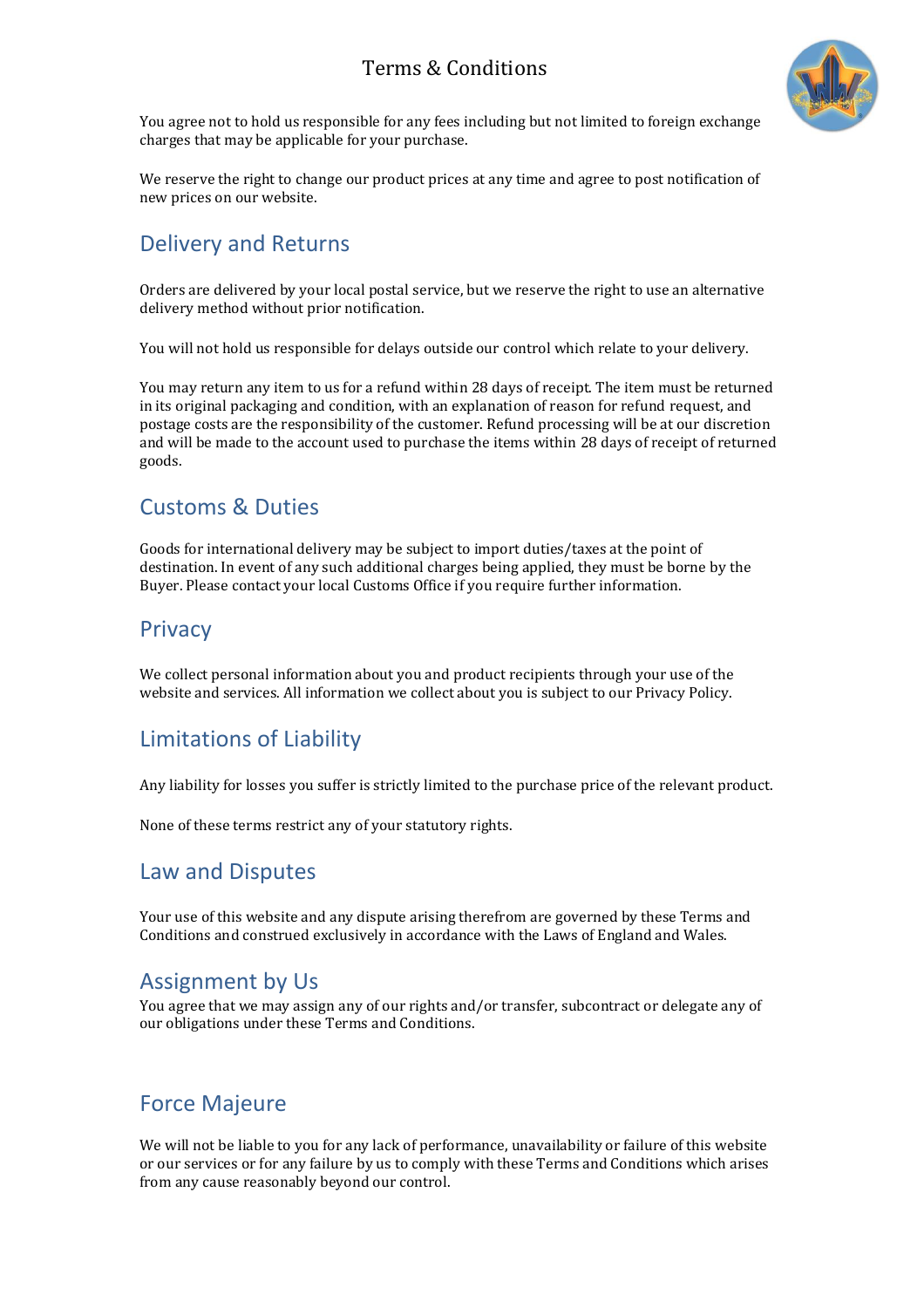You agree not to hold us responsible for any fees including but not limited to foreign exchange charges that may be applicable for your purchase.

We reserve the right to change our product prices at any time and agree to post notification of new prices on our website.

## Delivery and Returns

Orders are delivered by your local postal service, but we reserve the right to use an alternative delivery method without prior notification.

You will not hold us responsible for delays outside our control which relate to your delivery.

You may return any item to us for a refund within 28 days of receipt. The item must be returned in its original packaging and condition, with an explanation of reason for refund request, and postage costs are the responsibility of the customer. Refund processing will be at our discretion and will be made to the account used to purchase the items within 28 days of receipt of returned goods.

## Customs & Duties

Goods for international delivery may be subject to import duties/taxes at the point of destination. In event of any such additional charges being applied, they must be borne by the Buyer. Please contact your local Customs Office if you require further information.

## Privacy

We collect personal information about you and product recipients through your use of the website and services. All information we collect about you is subject to our Privacy Policy.

## Limitations of Liability

Any liability for losses you suffer is strictly limited to the purchase price of the relevant product.

None of these terms restrict any of your statutory rights.

## Law and Disputes

Your use of this website and any dispute arising therefrom are governed by these Terms and Conditions and construed exclusively in accordance with the Laws of England and Wales.

## Assignment by Us

You agree that we may assign any of our rights and/or transfer, subcontract or delegate any of our obligations under these Terms and Conditions.

## Force Majeure

We will not be liable to you for any lack of performance, unavailability or failure of this website or our services or for any failure by us to comply with these Terms and Conditions which arises from any cause reasonably beyond our control.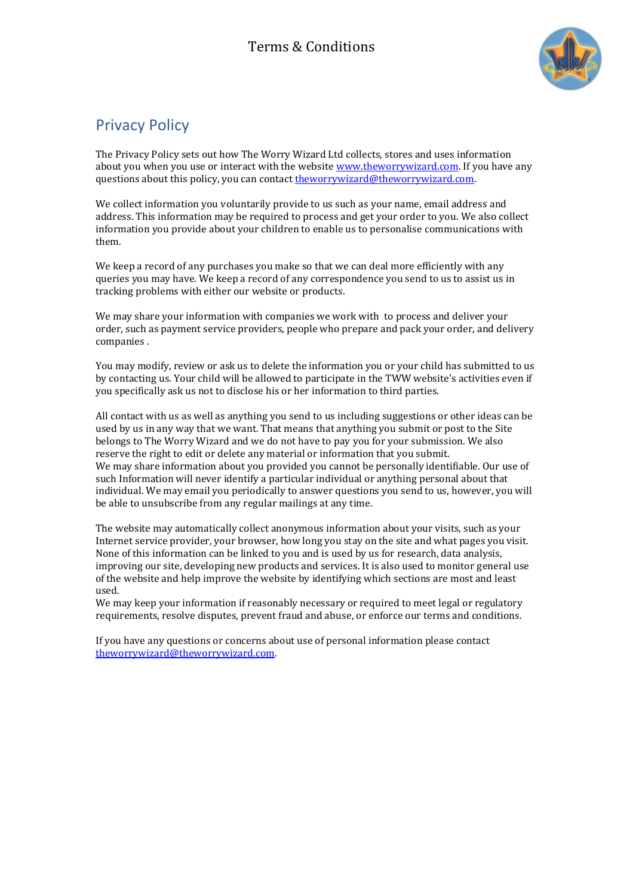## Privacy Policy

The Privacy Policy sets out how The Worry Wizard Ltd collects, stores and uses information about you when you use or interact with the website www.theworrywizard.com. If you have any questions about this policy, you can contact theworrywizard@theworrywizard.com.

We collect information you voluntarily provide to us such as your name, email address and address. This information may be required to process and get your order to you. We also collect information you provide about your children to enable us to personalise communications with them.

We keep a record of any purchases you make so that we can deal more efficiently with any queries you may have. We keep a record of any correspondence you send to us to assist us in tracking problems with either our website or products.

We may share your information with companies we work with to process and deliver your order, such as payment service providers, people who prepare and pack your order, and delivery companies .

You may modify, review or ask us to delete the information you or your child has submitted to us by contacting us. Your child will be allowed to participate in the TWW website's activities even if you specifically ask us not to disclose his or her information to third parties.

All contact with us as well as anything you send to us including suggestions or other ideas can be used by us in any way that we want. That means that anything you submit or post to the Site belongs to The Worry Wizard and we do not have to pay you for your submission. We also reserve the right to edit or delete any material or information that you submit.
We may share information about you provided you cannot be personally identifiable. Our use of such Information will never identify a particular individual or anything personal about that individual. We may email you periodically to answer questions you send to us, however, you will be able to unsubscribe from any regular mailings at any time.

The website may automatically collect anonymous information about your visits, such as your Internet service provider, your browser, how long you stay on the site and what pages you visit. None of this information can be linked to you and is used by us for research, data analysis, improving our site, developing new products and services. It is also used to monitor general use of the website and help improve the website by identifying which sections are most and least used.
We may keep your information if reasonably necessary or required to meet legal or regulatory requirements, resolve disputes, prevent fraud and abuse, or enforce our terms and conditions.

If you have any questions or concerns about use of personal information please contact theworrywizard@theworrywizard.com.